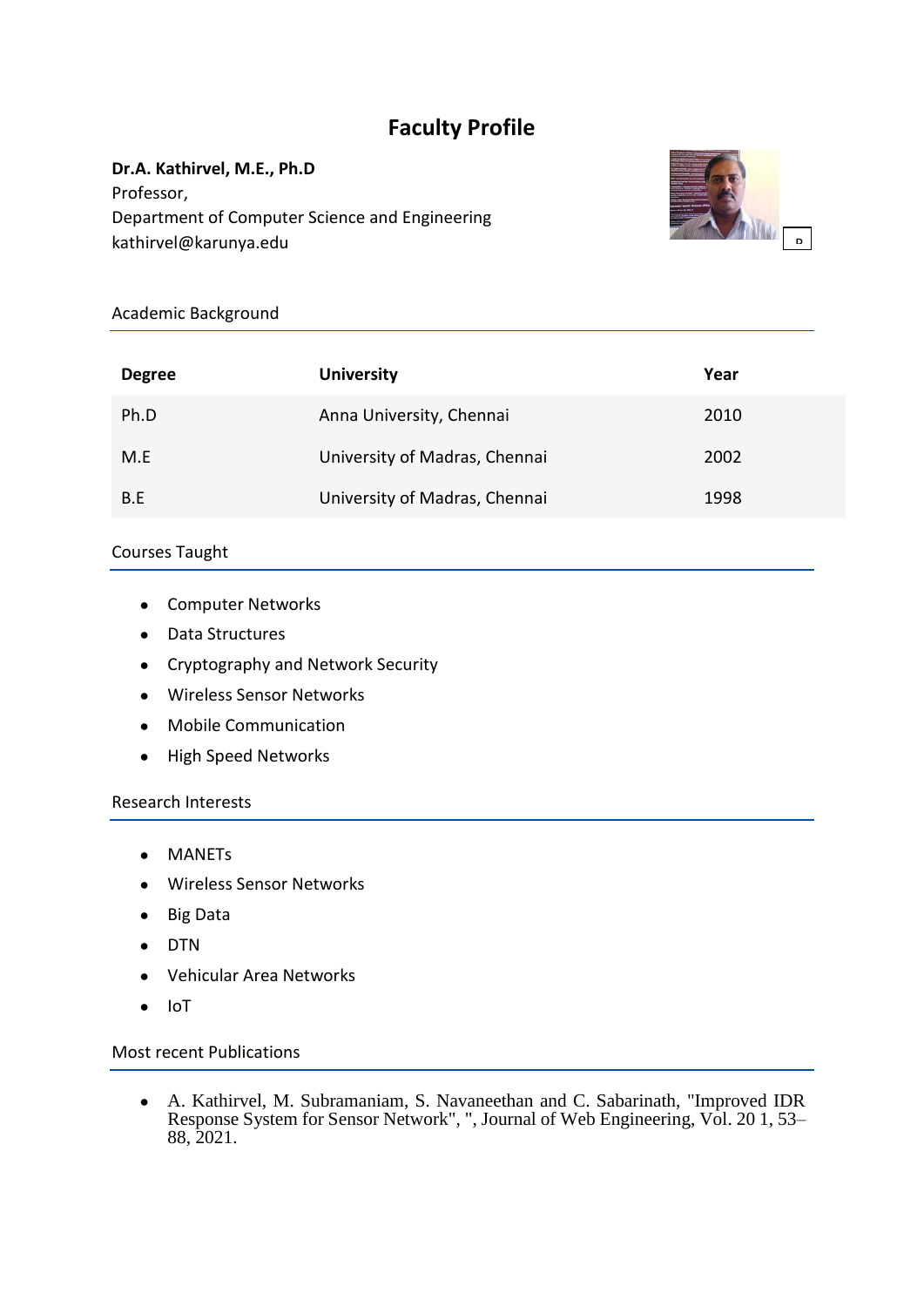# Faculty Profile

**Dr.A. Kathirvel, M.E., Ph.D**
Professor,
Department of Computer Science and Engineering
kathirvel@karunya.edu

## Academic Background

| Degree | University | Year |
| --- | --- | --- |
| Ph.D | Anna University, Chennai | 2010 |
| M.E | University of Madras, Chennai | 2002 |
| B.E | University of Madras, Chennai | 1998 |

## Courses Taught

- Computer Networks
- Data Structures
- Cryptography and Network Security
- Wireless Sensor Networks
- Mobile Communication
- High Speed Networks

## Research Interests

- MANETs
- Wireless Sensor Networks
- Big Data
- DTN
- Vehicular Area Networks
- IoT

## Most recent Publications

- A. Kathirvel, M. Subramaniam, S. Navaneethan and C. Sabarinath, "Improved IDR Response System for Sensor Network", ", Journal of Web Engineering, Vol. 20 1, 53–88, 2021.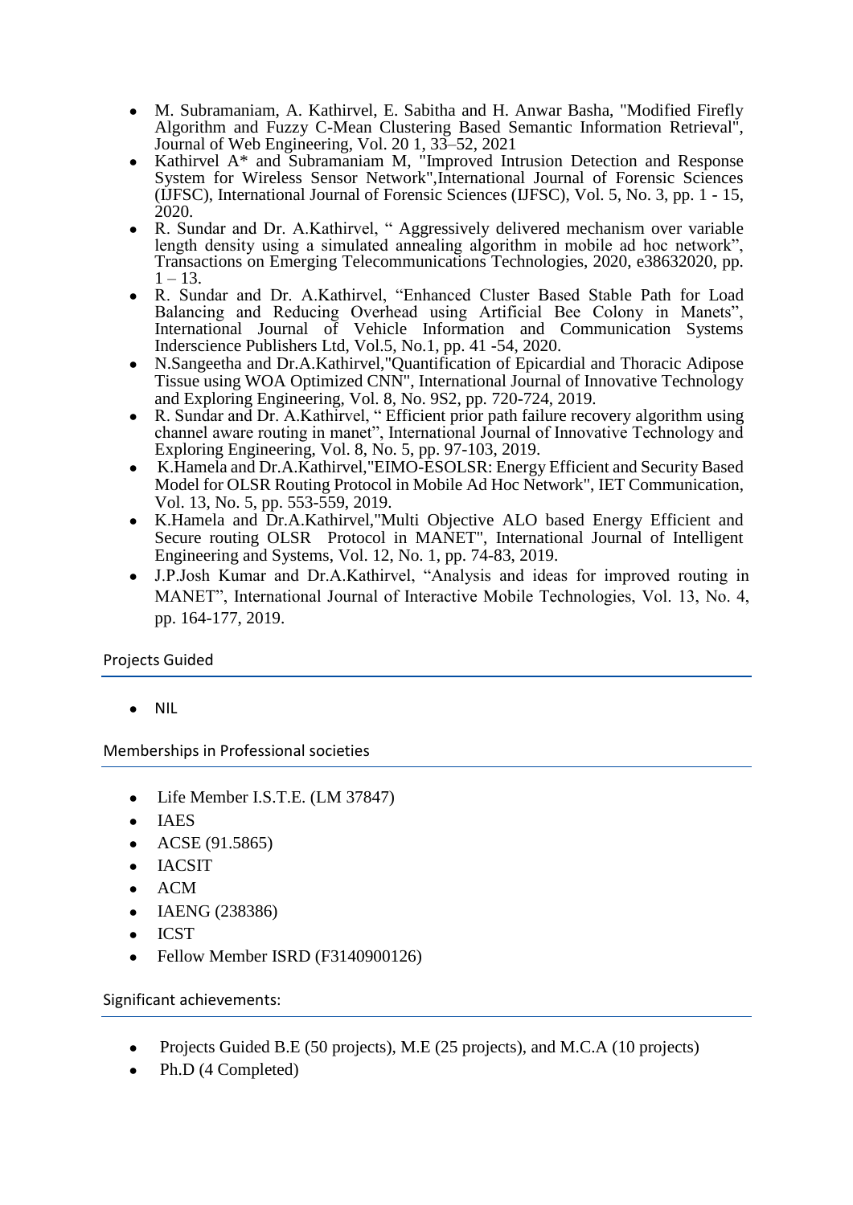- M. Subramaniam, A. Kathirvel, E. Sabitha and H. Anwar Basha, "Modified Firefly Algorithm and Fuzzy C-Mean Clustering Based Semantic Information Retrieval", Journal of Web Engineering, Vol. 20 1, 33–52, 2021
- Kathirvel A* and Subramaniam M, "Improved Intrusion Detection and Response System for Wireless Sensor Network",International Journal of Forensic Sciences (IJFSC), International Journal of Forensic Sciences (IJFSC), Vol. 5, No. 3, pp. 1 - 15, 2020.
- R. Sundar and Dr. A.Kathirvel, " Aggressively delivered mechanism over variable length density using a simulated annealing algorithm in mobile ad hoc network", Transactions on Emerging Telecommunications Technologies, 2020, e38632020, pp. 1 – 13.
- R. Sundar and Dr. A.Kathirvel, "Enhanced Cluster Based Stable Path for Load Balancing and Reducing Overhead using Artificial Bee Colony in Manets", International Journal of Vehicle Information and Communication Systems Inderscience Publishers Ltd, Vol.5, No.1, pp. 41 -54, 2020.
- N.Sangeetha and Dr.A.Kathirvel,"Quantification of Epicardial and Thoracic Adipose Tissue using WOA Optimized CNN", International Journal of Innovative Technology and Exploring Engineering, Vol. 8, No. 9S2, pp. 720-724, 2019.
- R. Sundar and Dr. A.Kathirvel, " Efficient prior path failure recovery algorithm using channel aware routing in manet", International Journal of Innovative Technology and Exploring Engineering, Vol. 8, No. 5, pp. 97-103, 2019.
- K.Hamela and Dr.A.Kathirvel,"EIMO-ESOLSR: Energy Efficient and Security Based Model for OLSR Routing Protocol in Mobile Ad Hoc Network", IET Communication, Vol. 13, No. 5, pp. 553-559, 2019.
- K.Hamela and Dr.A.Kathirvel,"Multi Objective ALO based Energy Efficient and Secure routing OLSR Protocol in MANET", International Journal of Intelligent Engineering and Systems, Vol. 12, No. 1, pp. 74-83, 2019.
- J.P.Josh Kumar and Dr.A.Kathirvel, "Analysis and ideas for improved routing in MANET", International Journal of Interactive Mobile Technologies, Vol. 13, No. 4, pp. 164-177, 2019.

## Projects Guided

- NIL

## Memberships in Professional societies

- Life Member I.S.T.E. (LM 37847)
- IAES
- ACSE (91.5865)
- IACSIT
- ACM
- IAENG (238386)
- ICST
- Fellow Member ISRD (F3140900126)

## Significant achievements:

- Projects Guided B.E (50 projects), M.E (25 projects), and M.C.A (10 projects)
- Ph.D (4 Completed)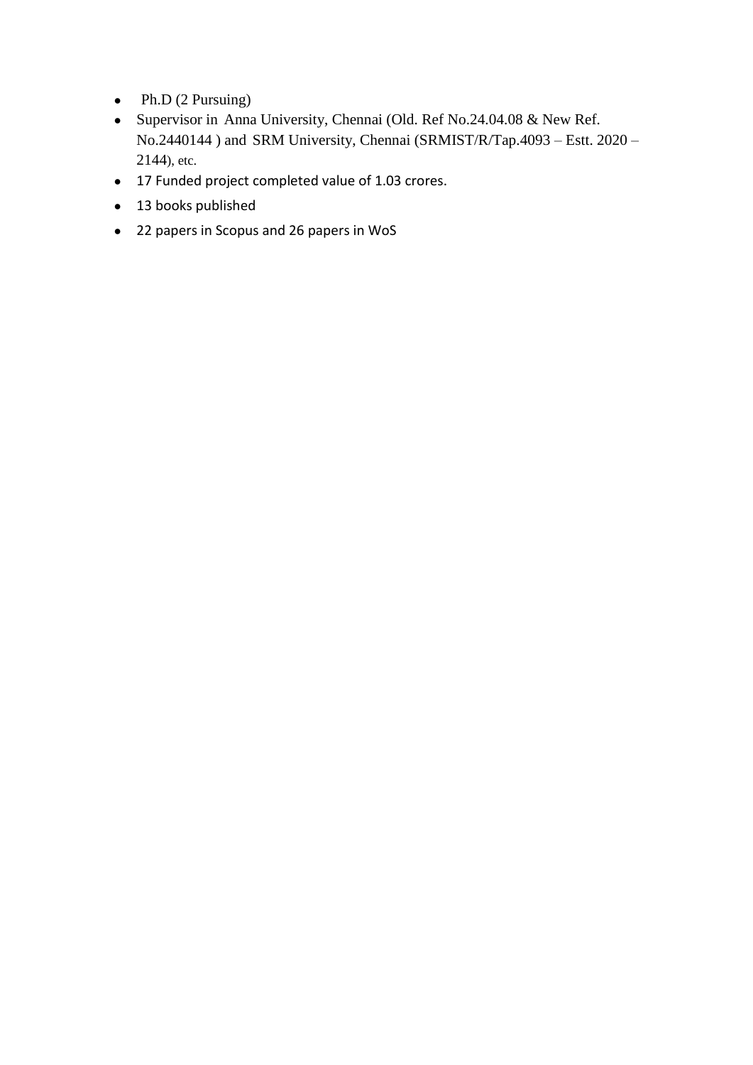- Ph.D (2 Pursuing)
- Supervisor in Anna University, Chennai (Old. Ref No.24.04.08 & New Ref. No.2440144 ) and SRM University, Chennai (SRMIST/R/Tap.4093 – Estt. 2020 – 2144), etc.
- 17 Funded project completed value of 1.03 crores.
- 13 books published
- 22 papers in Scopus and 26 papers in WoS